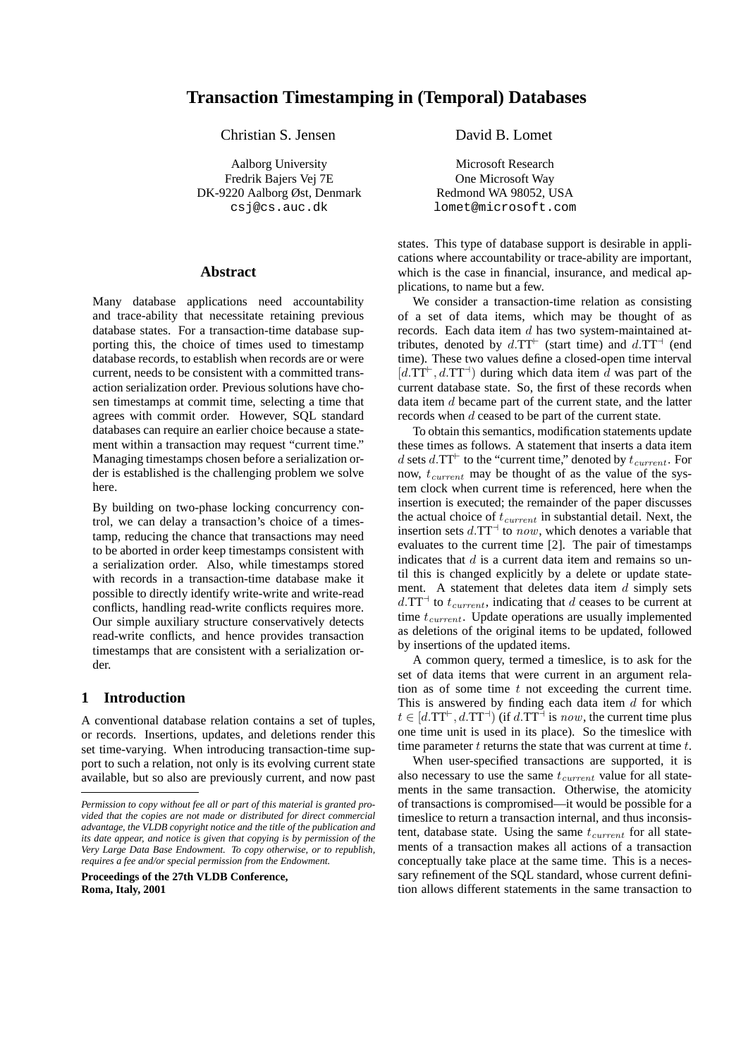# Transaction Timestamping in (Temporal) Databases

Christian S. Jensen

Aalborg University
Fredrik Bajers Vej 7E
DK-9220 Aalborg Øst, Denmark
csj@cs.auc.dk

David B. Lomet

Microsoft Research
One Microsoft Way
Redmond WA 98052, USA
lomet@microsoft.com

## Abstract

Many database applications need accountability and trace-ability that necessitate retaining previous database states. For a transaction-time database supporting this, the choice of times used to timestamp database records, to establish when records are or were current, needs to be consistent with a committed transaction serialization order. Previous solutions have chosen timestamps at commit time, selecting a time that agrees with commit order. However, SQL standard databases can require an earlier choice because a statement within a transaction may request "current time." Managing timestamps chosen before a serialization order is established is the challenging problem we solve here.

By building on two-phase locking concurrency control, we can delay a transaction's choice of a timestamp, reducing the chance that transactions may need to be aborted in order keep timestamps consistent with a serialization order. Also, while timestamps stored with records in a transaction-time database make it possible to directly identify write-write and write-read conflicts, handling read-write conflicts requires more. Our simple auxiliary structure conservatively detects read-write conflicts, and hence provides transaction timestamps that are consistent with a serialization order.

## 1 Introduction

A conventional database relation contains a set of tuples, or records. Insertions, updates, and deletions render this set time-varying. When introducing transaction-time support to such a relation, not only is its evolving current state available, but so also are previously current, and now past states. This type of database support is desirable in applications where accountability or trace-ability are important, which is the case in financial, insurance, and medical applications, to name but a few.

We consider a transaction-time relation as consisting of a set of data items, which may be thought of as records. Each data item $d$ has two system-maintained attributes, denoted by $d.\mathrm{TT}^{\vdash}$ (start time) and $d.\mathrm{TT}^{\dashv}$ (end time). These two values define a closed-open time interval $[d.\mathrm{TT}^{\vdash}, d.\mathrm{TT}^{\dashv})$ during which data item $d$ was part of the current database state. So, the first of these records when data item $d$ became part of the current state, and the latter records when $d$ ceased to be part of the current state.

To obtain this semantics, modification statements update these times as follows. A statement that inserts a data item $d$ sets $d.\mathrm{TT}^{\vdash}$ to the "current time," denoted by $t_{current}$. For now, $t_{current}$ may be thought of as the value of the system clock when current time is referenced, here when the insertion is executed; the remainder of the paper discusses the actual choice of $t_{current}$ in substantial detail. Next, the insertion sets $d.\mathrm{TT}^{\dashv}$ to $now$, which denotes a variable that evaluates to the current time [2]. The pair of timestamps indicates that $d$ is a current data item and remains so until this is changed explicitly by a delete or update statement. A statement that deletes data item $d$ simply sets $d.\mathrm{TT}^{\dashv}$ to $t_{current}$, indicating that $d$ ceases to be current at time $t_{current}$. Update operations are usually implemented as deletions of the original items to be updated, followed by insertions of the updated items.

A common query, termed a timeslice, is to ask for the set of data items that were current in an argument relation as of some time $t$ not exceeding the current time. This is answered by finding each data item $d$ for which $t \in [d.\mathrm{TT}^{\vdash}, d.\mathrm{TT}^{\dashv})$ (if $d.\mathrm{TT}^{\dashv}$ is $now$, the current time plus one time unit is used in its place). So the timeslice with time parameter $t$ returns the state that was current at time $t$.

When user-specified transactions are supported, it is also necessary to use the same $t_{current}$ value for all statements in the same transaction. Otherwise, the atomicity of transactions is compromised—it would be possible for a timeslice to return a transaction internal, and thus inconsistent, database state. Using the same $t_{current}$ for all statements of a transaction makes all actions of a transaction conceptually take place at the same time. This is a necessary refinement of the SQL standard, whose current definition allows different statements in the same transaction to

---

*Permission to copy without fee all or part of this material is granted provided that the copies are not made or distributed for direct commercial advantage, the VLDB copyright notice and the title of the publication and its date appear, and notice is given that copying is by permission of the Very Large Data Base Endowment. To copy otherwise, or to republish, requires a fee and/or special permission from the Endowment.*

**Proceedings of the 27th VLDB Conference, Roma, Italy, 2001**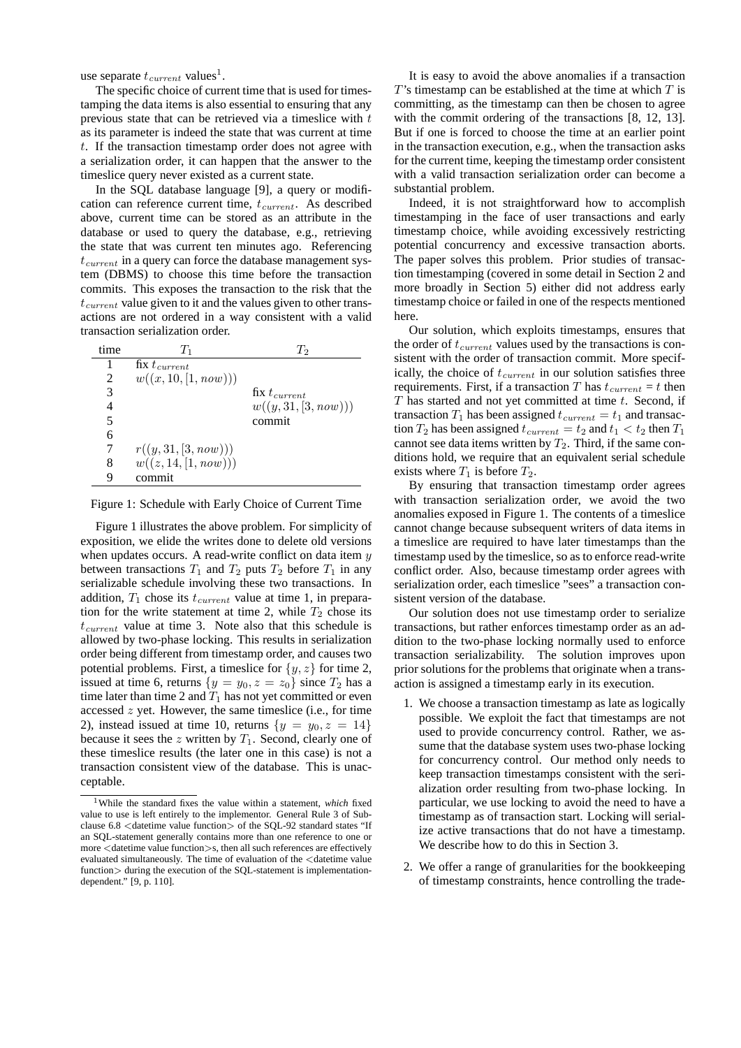use separate $t_{current}$ values[1].

The specific choice of current time that is used for timestamping the data items is also essential to ensuring that any previous state that can be retrieved via a timeslice with $t$ as its parameter is indeed the state that was current at time $t$. If the transaction timestamp order does not agree with a serialization order, it can happen that the answer to the timeslice query never existed as a current state.

In the SQL database language [9], a query or modification can reference current time, $t_{current}$. As described above, current time can be stored as an attribute in the database or used to query the database, e.g., retrieving the state that was current ten minutes ago. Referencing $t_{current}$ in a query can force the database management system (DBMS) to choose this time before the transaction commits. This exposes the transaction to the risk that the $t_{current}$ value given to it and the values given to other transactions are not ordered in a way consistent with a valid transaction serialization order.

| time | $T_1$ | $T_2$ |
|---|---|---|
| 1 | fix $t_{current}$ | |
| 2 | $w((x, 10, [1, now)))$ | |
| 3 | | fix $t_{current}$ |
| 4 | | $w((y, 31, [3, now)))$ |
| 5 | | commit |
| 6 | | |
| 7 | $r((y, 31, [3, now)))$ | |
| 8 | $w((z, 14, [1, now)))$ | |
| 9 | commit | |

Figure 1: Schedule with Early Choice of Current Time

Figure 1 illustrates the above problem. For simplicity of exposition, we elide the writes done to delete old versions when updates occurs. A read-write conflict on data item $y$ between transactions $T_1$ and $T_2$ puts $T_2$ before $T_1$ in any serializable schedule involving these two transactions. In addition, $T_1$ chose its $t_{current}$ value at time 1, in preparation for the write statement at time 2, while $T_2$ chose its $t_{current}$ value at time 3. Note also that this schedule is allowed by two-phase locking. This results in serialization order being different from timestamp order, and causes two potential problems. First, a timeslice for $\{y, z\}$ for time 2, issued at time 6, returns $\{y = y_0, z = z_0\}$ since $T_2$ has a time later than time 2 and $T_1$ has not yet committed or even accessed $z$ yet. However, the same timeslice (i.e., for time 2), instead issued at time 10, returns $\{y = y_0, z = 14\}$ because it sees the $z$ written by $T_1$. Second, clearly one of these timeslice results (the later one in this case) is not a transaction consistent view of the database. This is unacceptable.

[1] While the standard fixes the value within a statement, *which* fixed value to use is left entirely to the implementor. General Rule 3 of Subclause 6.8 <datetime value function> of the SQL-92 standard states "If an SQL-statement generally contains more than one reference to one or more <datetime value function>s, then all such references are effectively evaluated simultaneously. The time of evaluation of the <datetime value function> during the execution of the SQL-statement is implementation-dependent." [9, p. 110].

It is easy to avoid the above anomalies if a transaction $T$'s timestamp can be established at the time at which $T$ is committing, as the timestamp can then be chosen to agree with the commit ordering of the transactions [8, 12, 13]. But if one is forced to choose the time at an earlier point in the transaction execution, e.g., when the transaction asks for the current time, keeping the timestamp order consistent with a valid transaction serialization order can become a substantial problem.

Indeed, it is not straightforward how to accomplish timestamping in the face of user transactions and early timestamp choice, while avoiding excessively restricting potential concurrency and excessive transaction aborts. The paper solves this problem. Prior studies of transaction timestamping (covered in some detail in Section 2 and more broadly in Section 5) either did not address early timestamp choice or failed in one of the respects mentioned here.

Our solution, which exploits timestamps, ensures that the order of $t_{current}$ values used by the transactions is consistent with the order of transaction commit. More specifically, the choice of $t_{current}$ in our solution satisfies three requirements. First, if a transaction $T$ has $t_{current} = t$ then $T$ has started and not yet committed at time $t$. Second, if transaction $T_1$ has been assigned $t_{current} = t_1$ and transaction $T_2$ has been assigned $t_{current} = t_2$ and $t_1 < t_2$ then $T_1$ cannot see data items written by $T_2$. Third, if the same conditions hold, we require that an equivalent serial schedule exists where $T_1$ is before $T_2$.

By ensuring that transaction timestamp order agrees with transaction serialization order, we avoid the two anomalies exposed in Figure 1. The contents of a timeslice cannot change because subsequent writers of data items in a timeslice are required to have later timestamps than the timestamp used by the timeslice, so as to enforce read-write conflict order. Also, because timestamp order agrees with serialization order, each timeslice "sees" a transaction consistent version of the database.

Our solution does not use timestamp order to serialize transactions, but rather enforces timestamp order as an addition to the two-phase locking normally used to enforce transaction serializability. The solution improves upon prior solutions for the problems that originate when a transaction is assigned a timestamp early in its execution.

1. We choose a transaction timestamp as late as logically possible. We exploit the fact that timestamps are not used to provide concurrency control. Rather, we assume that the database system uses two-phase locking for concurrency control. Our method only needs to keep transaction timestamps consistent with the serialization order resulting from two-phase locking. In particular, we use locking to avoid the need to have a timestamp as of transaction start. Locking will serialize active transactions that do not have a timestamp. We describe how to do this in Section 3.

2. We offer a range of granularities for the bookkeeping of timestamp constraints, hence controlling the trade-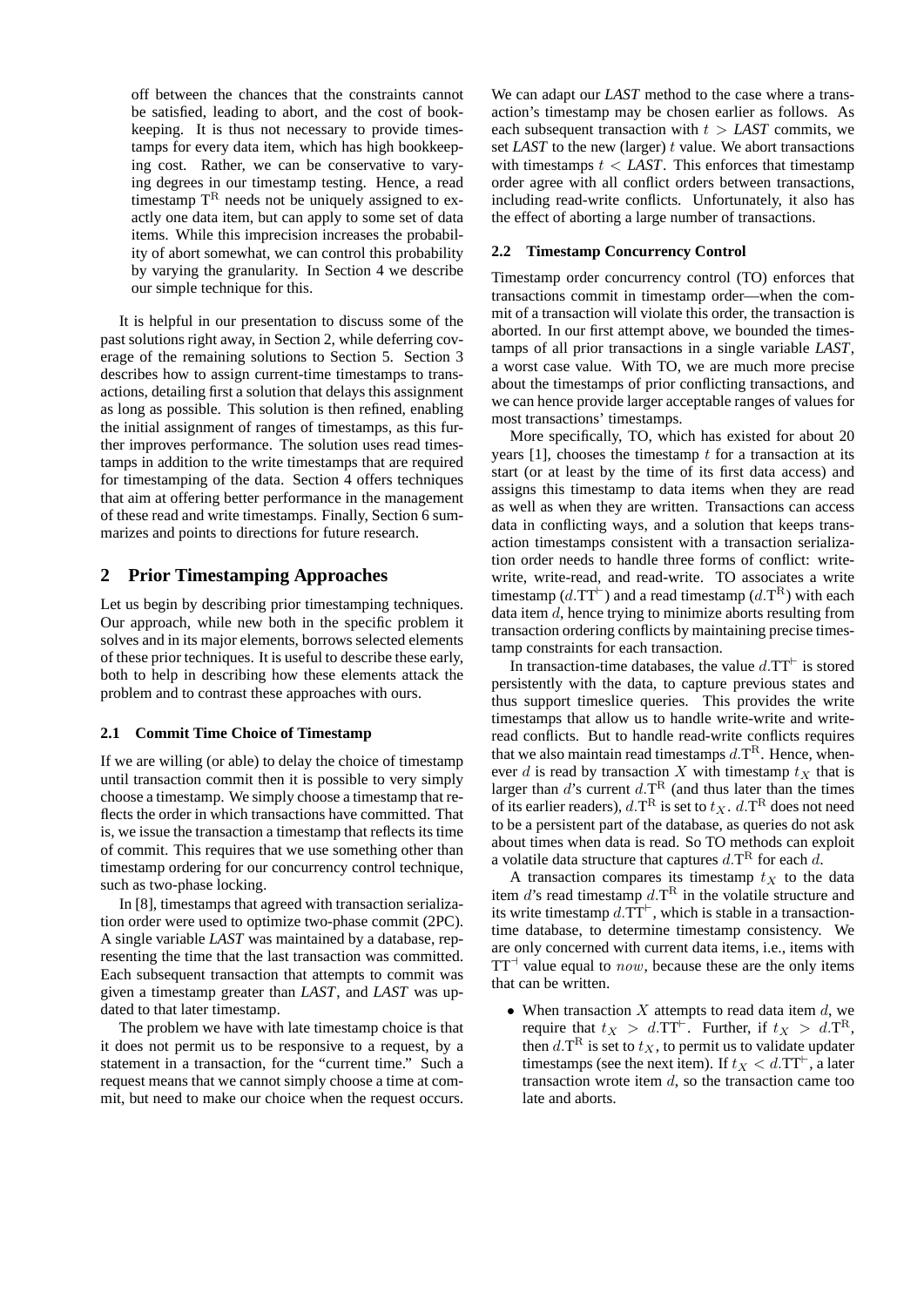off between the chances that the constraints cannot be satisfied, leading to abort, and the cost of bookkeeping. It is thus not necessary to provide timestamps for every data item, which has high bookkeeping cost. Rather, we can be conservative to varying degrees in our timestamp testing. Hence, a read timestamp $\mathrm{T}^{\mathrm{R}}$ needs not be uniquely assigned to exactly one data item, but can apply to some set of data items. While this imprecision increases the probability of abort somewhat, we can control this probability by varying the granularity. In Section 4 we describe our simple technique for this.

It is helpful in our presentation to discuss some of the past solutions right away, in Section 2, while deferring coverage of the remaining solutions to Section 5. Section 3 describes how to assign current-time timestamps to transactions, detailing first a solution that delays this assignment as long as possible. This solution is then refined, enabling the initial assignment of ranges of timestamps, as this further improves performance. The solution uses read timestamps in addition to the write timestamps that are required for timestamping of the data. Section 4 offers techniques that aim at offering better performance in the management of these read and write timestamps. Finally, Section 6 summarizes and points to directions for future research.

## 2 Prior Timestamping Approaches

Let us begin by describing prior timestamping techniques. Our approach, while new both in the specific problem it solves and in its major elements, borrows selected elements of these prior techniques. It is useful to describe these early, both to help in describing how these elements attack the problem and to contrast these approaches with ours.

### 2.1 Commit Time Choice of Timestamp

If we are willing (or able) to delay the choice of timestamp until transaction commit then it is possible to very simply choose a timestamp. We simply choose a timestamp that reflects the order in which transactions have committed. That is, we issue the transaction a timestamp that reflects its time of commit. This requires that we use something other than timestamp ordering for our concurrency control technique, such as two-phase locking.

In [8], timestamps that agreed with transaction serialization order were used to optimize two-phase commit (2PC). A single variable *LAST* was maintained by a database, representing the time that the last transaction was committed. Each subsequent transaction that attempts to commit was given a timestamp greater than *LAST*, and *LAST* was updated to that later timestamp.

The problem we have with late timestamp choice is that it does not permit us to be responsive to a request, by a statement in a transaction, for the "current time." Such a request means that we cannot simply choose a time at commit, but need to make our choice when the request occurs.

We can adapt our *LAST* method to the case where a transaction's timestamp may be chosen earlier as follows. As each subsequent transaction with $t > \mathit{LAST}$ commits, we set *LAST* to the new (larger) $t$ value. We abort transactions with timestamps $t < \mathit{LAST}$. This enforces that timestamp order agree with all conflict orders between transactions, including read-write conflicts. Unfortunately, it also has the effect of aborting a large number of transactions.

### 2.2 Timestamp Concurrency Control

Timestamp order concurrency control (TO) enforces that transactions commit in timestamp order—when the commit of a transaction will violate this order, the transaction is aborted. In our first attempt above, we bounded the timestamps of all prior transactions in a single variable *LAST*, a worst case value. With TO, we are much more precise about the timestamps of prior conflicting transactions, and we can hence provide larger acceptable ranges of values for most transactions' timestamps.

More specifically, TO, which has existed for about 20 years [1], chooses the timestamp $t$ for a transaction at its start (or at least by the time of its first data access) and assigns this timestamp to data items when they are read as well as when they are written. Transactions can access data in conflicting ways, and a solution that keeps transaction timestamps consistent with a transaction serialization order needs to handle three forms of conflict: write-write, write-read, and read-write. TO associates a write timestamp ($d.\mathrm{TT}^{\vdash}$) and a read timestamp ($d.\mathrm{T}^{\mathrm{R}}$) with each data item $d$, hence trying to minimize aborts resulting from transaction ordering conflicts by maintaining precise timestamp constraints for each transaction.

In transaction-time databases, the value $d.\mathrm{TT}^{\vdash}$ is stored persistently with the data, to capture previous states and thus support timeslice queries. This provides the write timestamps that allow us to handle write-write and write-read conflicts. But to handle read-write conflicts requires that we also maintain read timestamps $d.\mathrm{T}^{\mathrm{R}}$. Hence, whenever $d$ is read by transaction $X$ with timestamp $t_X$ that is larger than $d$'s current $d.\mathrm{T}^{\mathrm{R}}$ (and thus later than the times of its earlier readers), $d.\mathrm{T}^{\mathrm{R}}$ is set to $t_X$. $d.\mathrm{T}^{\mathrm{R}}$ does not need to be a persistent part of the database, as queries do not ask about times when data is read. So TO methods can exploit a volatile data structure that captures $d.\mathrm{T}^{\mathrm{R}}$ for each $d$.

A transaction compares its timestamp $t_X$ to the data item $d$'s read timestamp $d.\mathrm{T}^{\mathrm{R}}$ in the volatile structure and its write timestamp $d.\mathrm{TT}^{\vdash}$, which is stable in a transaction-time database, to determine timestamp consistency. We are only concerned with current data items, i.e., items with $\mathrm{TT}^{\dashv}$ value equal to $now$, because these are the only items that can be written.

- When transaction $X$ attempts to read data item $d$, we require that $t_X > d.\mathrm{TT}^{\vdash}$. Further, if $t_X > d.\mathrm{T}^{\mathrm{R}}$, then $d.\mathrm{T}^{\mathrm{R}}$ is set to $t_X$, to permit us to validate updater timestamps (see the next item). If $t_X < d.\mathrm{TT}^{\vdash}$, a later transaction wrote item $d$, so the transaction came too late and aborts.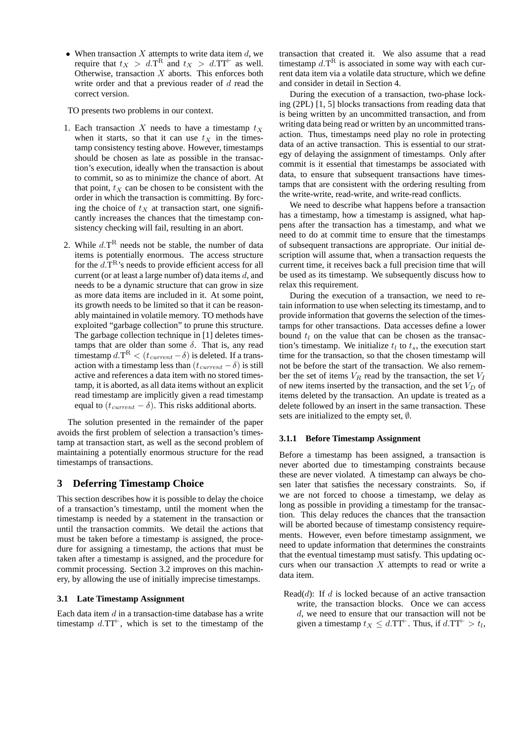- When transaction $X$ attempts to write data item $d$, we require that $t_X > d.\mathrm{T}^{\mathrm{R}}$ and $t_X > d.\mathrm{TT}^{\vdash}$ as well. Otherwise, transaction $X$ aborts. This enforces both write order and that a previous reader of $d$ read the correct version.

TO presents two problems in our context.

1. Each transaction $X$ needs to have a timestamp $t_X$ when it starts, so that it can use $t_X$ in the timestamp consistency testing above. However, timestamps should be chosen as late as possible in the transaction's execution, ideally when the transaction is about to commit, so as to minimize the chance of abort. At that point, $t_X$ can be chosen to be consistent with the order in which the transaction is committing. By forcing the choice of $t_X$ at transaction start, one significantly increases the chances that the timestamp consistency checking will fail, resulting in an abort.

2. While $d.\mathrm{T}^{\mathrm{R}}$ needs not be stable, the number of data items is potentially enormous. The access structure for the $d.\mathrm{T}^{\mathrm{R}}$'s needs to provide efficient access for all current (or at least a large number of) data items $d$, and needs to be a dynamic structure that can grow in size as more data items are included in it. At some point, its growth needs to be limited so that it can be reasonably maintained in volatile memory. TO methods have exploited "garbage collection" to prune this structure. The garbage collection technique in [1] deletes timestamps that are older than some $\delta$. That is, any read timestamp $d.\mathrm{T}^{\mathrm{R}} < (t_{current} - \delta)$ is deleted. If a transaction with a timestamp less than $(t_{current} - \delta)$ is still active and references a data item with no stored timestamp, it is aborted, as all data items without an explicit read timestamp are implicitly given a read timestamp equal to $(t_{current} - \delta)$. This risks additional aborts.

The solution presented in the remainder of the paper avoids the first problem of selection a transaction's timestamp at transaction start, as well as the second problem of maintaining a potentially enormous structure for the read timestamps of transactions.

## 3 Deferring Timestamp Choice

This section describes how it is possible to delay the choice of a transaction's timestamp, until the moment when the timestamp is needed by a statement in the transaction or until the transaction commits. We detail the actions that must be taken before a timestamp is assigned, the procedure for assigning a timestamp, the actions that must be taken after a timestamp is assigned, and the procedure for commit processing. Section 3.2 improves on this machinery, by allowing the use of initially imprecise timestamps.

### 3.1 Late Timestamp Assignment

Each data item $d$ in a transaction-time database has a write timestamp $d.\mathrm{TT}^{\vdash}$, which is set to the timestamp of the transaction that created it. We also assume that a read timestamp $d.\mathrm{T}^{\mathrm{R}}$ is associated in some way with each current data item via a volatile data structure, which we define and consider in detail in Section 4.

During the execution of a transaction, two-phase locking (2PL) [1, 5] blocks transactions from reading data that is being written by an uncommitted transaction, and from writing data being read or written by an uncommitted transaction. Thus, timestamps need play no role in protecting data of an active transaction. This is essential to our strategy of delaying the assignment of timestamps. Only after commit is it essential that timestamps be associated with data, to ensure that subsequent transactions have timestamps that are consistent with the ordering resulting from the write-write, read-write, and write-read conflicts.

We need to describe what happens before a transaction has a timestamp, how a timestamp is assigned, what happens after the transaction has a timestamp, and what we need to do at commit time to ensure that the timestamps of subsequent transactions are appropriate. Our initial description will assume that, when a transaction requests the current time, it receives back a full precision time that will be used as its timestamp. We subsequently discuss how to relax this requirement.

During the execution of a transaction, we need to retain information to use when selecting its timestamp, and to provide information that governs the selection of the timestamps for other transactions. Data accesses define a lower bound $t_l$ on the value that can be chosen as the transaction's timestamp. We initialize $t_l$ to $t_s$, the execution start time for the transaction, so that the chosen timestamp will not be before the start of the transaction. We also remember the set of items $V_R$ read by the transaction, the set $V_I$ of new items inserted by the transaction, and the set $V_D$ of items deleted by the transaction. An update is treated as a delete followed by an insert in the same transaction. These sets are initialized to the empty set, $\emptyset$.

#### 3.1.1 Before Timestamp Assignment

Before a timestamp has been assigned, a transaction is never aborted due to timestamping constraints because these are never violated. A timestamp can always be chosen later that satisfies the necessary constraints. So, if we are not forced to choose a timestamp, we delay as long as possible in providing a timestamp for the transaction. This delay reduces the chances that the transaction will be aborted because of timestamp consistency requirements. However, even before timestamp assignment, we need to update information that determines the constraints that the eventual timestamp must satisfy. This updating occurs when our transaction $X$ attempts to read or write a data item.

Read($d$): If $d$ is locked because of an active transaction write, the transaction blocks. Once we can access $d$, we need to ensure that our transaction will not be given a timestamp $t_X \leq d.\mathrm{TT}^{\vdash}$. Thus, if $d.\mathrm{TT}^{\vdash} > t_l$,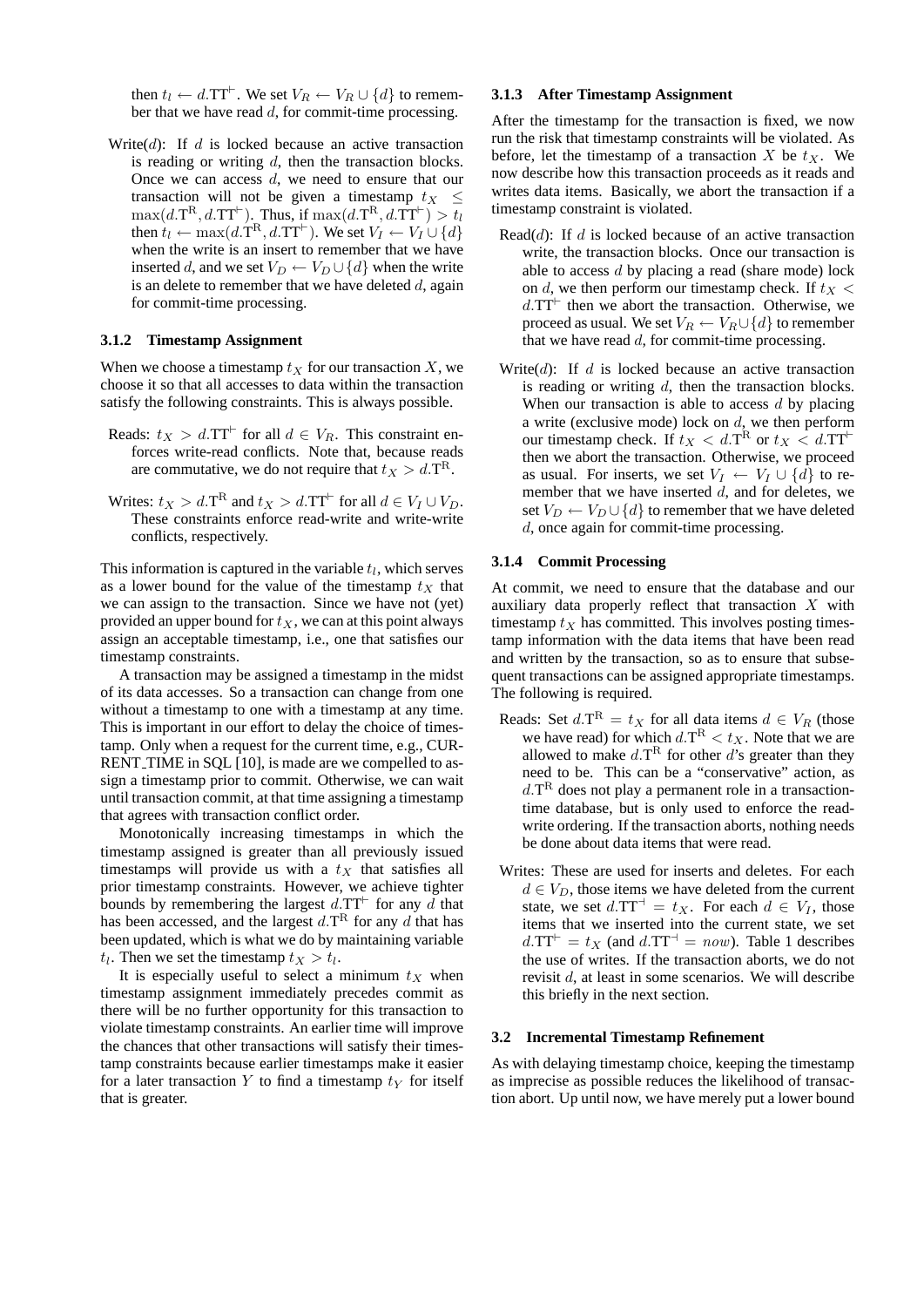then $t_l \leftarrow d.\mathrm{TT}^{\vdash}$. We set $V_R \leftarrow V_R \cup \{d\}$ to remember that we have read $d$, for commit-time processing.

Write($d$): If $d$ is locked because an active transaction is reading or writing $d$, then the transaction blocks. Once we can access $d$, we need to ensure that our transaction will not be given a timestamp $t_X \leq \max(d.\mathrm{T}^{\mathrm{R}}, d.\mathrm{TT}^{\vdash})$. Thus, if $\max(d.\mathrm{T}^{\mathrm{R}}, d.\mathrm{TT}^{\vdash}) > t_l$ then $t_l \leftarrow \max(d.\mathrm{T}^{\mathrm{R}}, d.\mathrm{TT}^{\vdash})$. We set $V_I \leftarrow V_I \cup \{d\}$ when the write is an insert to remember that we have inserted $d$, and we set $V_D \leftarrow V_D \cup \{d\}$ when the write is an delete to remember that we have deleted $d$, again for commit-time processing.

#### 3.1.2 Timestamp Assignment

When we choose a timestamp $t_X$ for our transaction $X$, we choose it so that all accesses to data within the transaction satisfy the following constraints. This is always possible.

Reads: $t_X > d.\mathrm{TT}^{\vdash}$ for all $d \in V_R$. This constraint enforces write-read conflicts. Note that, because reads are commutative, we do not require that $t_X > d.\mathrm{T}^{\mathrm{R}}$.

Writes: $t_X > d.\mathrm{T}^{\mathrm{R}}$ and $t_X > d.\mathrm{TT}^{\vdash}$ for all $d \in V_I \cup V_D$. These constraints enforce read-write and write-write conflicts, respectively.

This information is captured in the variable $t_l$, which serves as a lower bound for the value of the timestamp $t_X$ that we can assign to the transaction. Since we have not (yet) provided an upper bound for $t_X$, we can at this point always assign an acceptable timestamp, i.e., one that satisfies our timestamp constraints.

A transaction may be assigned a timestamp in the midst of its data accesses. So a transaction can change from one without a timestamp to one with a timestamp at any time. This is important in our effort to delay the choice of timestamp. Only when a request for the current time, e.g., CURRENT_TIME in SQL [10], is made are we compelled to assign a timestamp prior to commit. Otherwise, we can wait until transaction commit, at that time assigning a timestamp that agrees with transaction conflict order.

Monotonically increasing timestamps in which the timestamp assigned is greater than all previously issued timestamps will provide us with a $t_X$ that satisfies all prior timestamp constraints. However, we achieve tighter bounds by remembering the largest $d.\mathrm{TT}^{\vdash}$ for any $d$ that has been accessed, and the largest $d.\mathrm{T}^{\mathrm{R}}$ for any $d$ that has been updated, which is what we do by maintaining variable $t_l$. Then we set the timestamp $t_X > t_l$.

It is especially useful to select a minimum $t_X$ when timestamp assignment immediately precedes commit as there will be no further opportunity for this transaction to violate timestamp constraints. An earlier time will improve the chances that other transactions will satisfy their timestamp constraints because earlier timestamps make it easier for a later transaction $Y$ to find a timestamp $t_Y$ for itself that is greater.

#### 3.1.3 After Timestamp Assignment

After the timestamp for the transaction is fixed, we now run the risk that timestamp constraints will be violated. As before, let the timestamp of a transaction $X$ be $t_X$. We now describe how this transaction proceeds as it reads and writes data items. Basically, we abort the transaction if a timestamp constraint is violated.

Read($d$): If $d$ is locked because of an active transaction write, the transaction blocks. Once our transaction is able to access $d$ by placing a read (share mode) lock on $d$, we then perform our timestamp check. If $t_X < d.\mathrm{TT}^{\vdash}$ then we abort the transaction. Otherwise, we proceed as usual. We set $V_R \leftarrow V_R \cup \{d\}$ to remember that we have read $d$, for commit-time processing.

Write($d$): If $d$ is locked because an active transaction is reading or writing $d$, then the transaction blocks. When our transaction is able to access $d$ by placing a write (exclusive mode) lock on $d$, we then perform our timestamp check. If $t_X < d.\mathrm{T}^{\mathrm{R}}$ or $t_X < d.\mathrm{TT}^{\vdash}$ then we abort the transaction. Otherwise, we proceed as usual. For inserts, we set $V_I \leftarrow V_I \cup \{d\}$ to remember that we have inserted $d$, and for deletes, we set $V_D \leftarrow V_D \cup \{d\}$ to remember that we have deleted $d$, once again for commit-time processing.

#### 3.1.4 Commit Processing

At commit, we need to ensure that the database and our auxiliary data properly reflect that transaction $X$ with timestamp $t_X$ has committed. This involves posting timestamp information with the data items that have been read and written by the transaction, so as to ensure that subsequent transactions can be assigned appropriate timestamps. The following is required.

Reads: Set $d.\mathrm{T}^{\mathrm{R}} = t_X$ for all data items $d \in V_R$ (those we have read) for which $d.\mathrm{T}^{\mathrm{R}} < t_X$. Note that we are allowed to make $d.\mathrm{T}^{\mathrm{R}}$ for other $d$'s greater than they need to be. This can be a "conservative" action, as $d.\mathrm{T}^{\mathrm{R}}$ does not play a permanent role in a transaction-time database, but is only used to enforce the read-write ordering. If the transaction aborts, nothing needs be done about data items that were read.

Writes: These are used for inserts and deletes. For each $d \in V_D$, those items we have deleted from the current state, we set $d.\mathrm{TT}^{\dashv} = t_X$. For each $d \in V_I$, those items that we inserted into the current state, we set $d.\mathrm{TT}^{\vdash} = t_X$ (and $d.\mathrm{TT}^{\dashv} = now$). Table 1 describes the use of writes. If the transaction aborts, we do not revisit $d$, at least in some scenarios. We will describe this briefly in the next section.

### 3.2 Incremental Timestamp Refinement

As with delaying timestamp choice, keeping the timestamp as imprecise as possible reduces the likelihood of transaction abort. Up until now, we have merely put a lower bound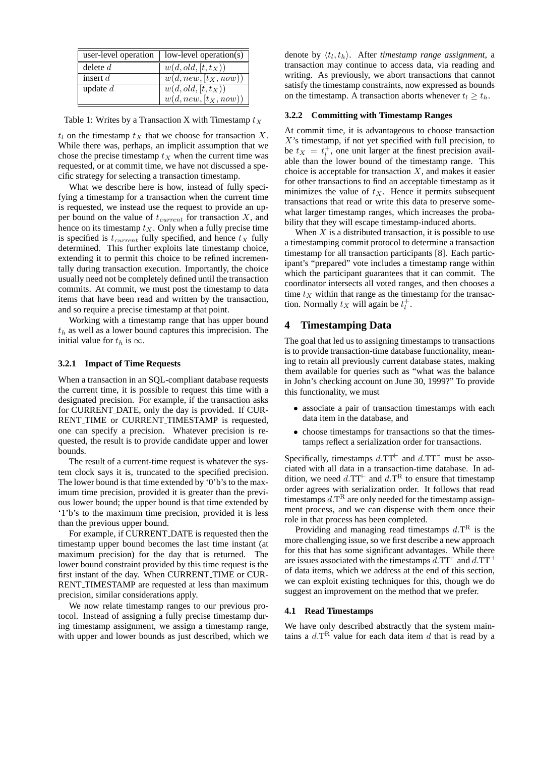| user-level operation | low-level operation(s) |
|---|---|
| delete $d$ | $w(d, old, [t, t_X))$ |
| insert $d$ | $w(d, new, [t_X, now))$ |
| update $d$ | $w(d, old, [t, t_X))$ <br> $w(d, new, [t_X, now))$ |

Table 1: Writes by a Transaction X with Timestamp $t_X$

$t_l$ on the timestamp $t_X$ that we choose for transaction $X$. While there was, perhaps, an implicit assumption that we chose the precise timestamp $t_X$ when the current time was requested, or at commit time, we have not discussed a specific strategy for selecting a transaction timestamp.

What we describe here is how, instead of fully specifying a timestamp for a transaction when the current time is requested, we instead use the request to provide an upper bound on the value of $t_{current}$ for transaction $X$, and hence on its timestamp $t_X$. Only when a fully precise time is specified is $t_{current}$ fully specified, and hence $t_X$ fully determined. This further exploits late timestamp choice, extending it to permit this choice to be refined incrementally during transaction execution. Importantly, the choice usually need not be completely defined until the transaction commits. At commit, we must post the timestamp to data items that have been read and written by the transaction, and so require a precise timestamp at that point.

Working with a timestamp range that has upper bound $t_h$ as well as a lower bound captures this imprecision. The initial value for $t_h$ is $\infty$.

### 3.2.1 Impact of Time Requests

When a transaction in an SQL-compliant database requests the current time, it is possible to request this time with a designated precision. For example, if the transaction asks for CURRENT_DATE, only the day is provided. If CURRENT_TIME or CURRENT_TIMESTAMP is requested, one can specify a precision. Whatever precision is requested, the result is to provide candidate upper and lower bounds.

The result of a current-time request is whatever the system clock says it is, truncated to the specified precision. The lower bound is that time extended by '0'b's to the maximum time precision, provided it is greater than the previous lower bound; the upper bound is that time extended by '1'b's to the maximum time precision, provided it is less than the previous upper bound.

For example, if CURRENT_DATE is requested then the timestamp upper bound becomes the last time instant (at maximum precision) for the day that is returned. The lower bound constraint provided by this time request is the first instant of the day. When CURRENT_TIME or CURRENT_TIMESTAMP are requested at less than maximum precision, similar considerations apply.

We now relate timestamp ranges to our previous protocol. Instead of assigning a fully precise timestamp during timestamp assignment, we assign a timestamp range, with upper and lower bounds as just described, which we denote by $\langle t_l, t_h \rangle$. After *timestamp range assignment*, a transaction may continue to access data, via reading and writing. As previously, we abort transactions that cannot satisfy the timestamp constraints, now expressed as bounds on the timestamp. A transaction aborts whenever $t_l \geq t_h$.

### 3.2.2 Committing with Timestamp Ranges

At commit time, it is advantageous to choose transaction $X$'s timestamp, if not yet specified with full precision, to be $t_X = t_l^+$, one unit larger at the finest precision available than the lower bound of the timestamp range. This choice is acceptable for transaction $X$, and makes it easier for other transactions to find an acceptable timestamp as it minimizes the value of $t_X$. Hence it permits subsequent transactions that read or write this data to preserve somewhat larger timestamp ranges, which increases the probability that they will escape timestamp-induced aborts.

When $X$ is a distributed transaction, it is possible to use a timestamping commit protocol to determine a transaction timestamp for all transaction participants [8]. Each participant's "prepared" vote includes a timestamp range within which the participant guarantees that it can commit. The coordinator intersects all voted ranges, and then chooses a time $t_X$ within that range as the timestamp for the transaction. Normally $t_X$ will again be $t_l^+$.

## 4 Timestamping Data

The goal that led us to assigning timestamps to transactions is to provide transaction-time database functionality, meaning to retain all previously current database states, making them available for queries such as "what was the balance in John's checking account on June 30, 1999?" To provide this functionality, we must

- associate a pair of transaction timestamps with each data item in the database, and
- choose timestamps for transactions so that the timestamps reflect a serialization order for transactions.

Specifically, timestamps $d.\mathrm{TT}^{\vdash}$ and $d.\mathrm{TT}^{\dashv}$ must be associated with all data in a transaction-time database. In addition, we need $d.\mathrm{TT}^{\vdash}$ and $d.\mathrm{T}^{\mathrm{R}}$ to ensure that timestamp order agrees with serialization order. It follows that read timestamps $d.\mathrm{T}^{\mathrm{R}}$ are only needed for the timestamp assignment process, and we can dispense with them once their role in that process has been completed.

Providing and managing read timestamps $d.\mathrm{T}^{\mathrm{R}}$ is the more challenging issue, so we first describe a new approach for this that has some significant advantages. While there are issues associated with the timestamps $d.\mathrm{TT}^{\vdash}$ and $d.\mathrm{TT}^{\dashv}$ of data items, which we address at the end of this section, we can exploit existing techniques for this, though we do suggest an improvement on the method that we prefer.

### 4.1 Read Timestamps

We have only described abstractly that the system maintains a $d.\mathrm{T}^{\mathrm{R}}$ value for each data item $d$ that is read by a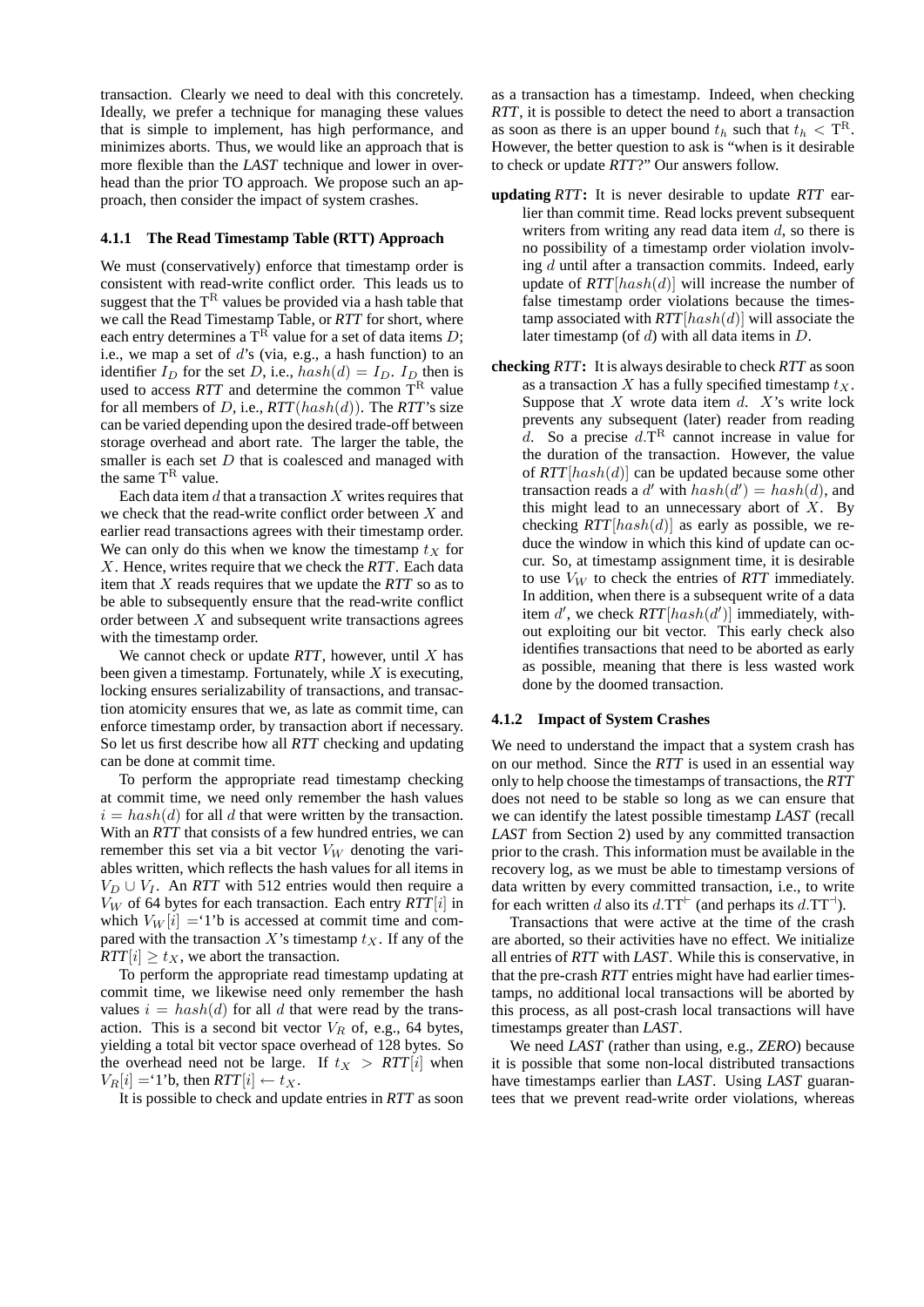transaction. Clearly we need to deal with this concretely. Ideally, we prefer a technique for managing these values that is simple to implement, has high performance, and minimizes aborts. Thus, we would like an approach that is more flexible than the *LAST* technique and lower in overhead than the prior TO approach. We propose such an approach, then consider the impact of system crashes.

### 4.1.1 The Read Timestamp Table (RTT) Approach

We must (conservatively) enforce that timestamp order is consistent with read-write conflict order. This leads us to suggest that the $\mathrm{T^R}$ values be provided via a hash table that we call the Read Timestamp Table, or *RTT* for short, where each entry determines a $\mathrm{T^R}$ value for a set of data items $D$; i.e., we map a set of $d$'s (via, e.g., a hash function) to an identifier $I_D$ for the set $D$, i.e., $hash(d) = I_D$. $I_D$ then is used to access *RTT* and determine the common $\mathrm{T^R}$ value for all members of $D$, i.e., *RTT*$(hash(d))$. The *RTT*'s size can be varied depending upon the desired trade-off between storage overhead and abort rate. The larger the table, the smaller is each set $D$ that is coalesced and managed with the same $\mathrm{T^R}$ value.

Each data item $d$ that a transaction $X$ writes requires that we check that the read-write conflict order between $X$ and earlier read transactions agrees with their timestamp order. We can only do this when we know the timestamp $t_X$ for $X$. Hence, writes require that we check the *RTT*. Each data item that $X$ reads requires that we update the *RTT* so as to be able to subsequently ensure that the read-write conflict order between $X$ and subsequent write transactions agrees with the timestamp order.

We cannot check or update *RTT*, however, until $X$ has been given a timestamp. Fortunately, while $X$ is executing, locking ensures serializability of transactions, and transaction atomicity ensures that we, as late as commit time, can enforce timestamp order, by transaction abort if necessary. So let us first describe how all *RTT* checking and updating can be done at commit time.

To perform the appropriate read timestamp checking at commit time, we need only remember the hash values $i = hash(d)$ for all $d$ that were written by the transaction. With an *RTT* that consists of a few hundred entries, we can remember this set via a bit vector $V_W$ denoting the variables written, which reflects the hash values for all items in $V_D \cup V_I$. An *RTT* with 512 entries would then require a $V_W$ of 64 bytes for each transaction. Each entry *RTT*$[i]$ in which $V_W[i] =$'1'b is accessed at commit time and compared with the transaction $X$'s timestamp $t_X$. If any of the *RTT*$[i] \geq t_X$, we abort the transaction.

To perform the appropriate read timestamp updating at commit time, we likewise need only remember the hash values $i = hash(d)$ for all $d$ that were read by the transaction. This is a second bit vector $V_R$ of, e.g., 64 bytes, yielding a total bit vector space overhead of 128 bytes. So the overhead need not be large. If $t_X >$ *RTT*$[i]$ when $V_R[i] =$'1'b, then *RTT*$[i] \leftarrow t_X$.

It is possible to check and update entries in *RTT* as soon as a transaction has a timestamp. Indeed, when checking *RTT*, it is possible to detect the need to abort a transaction as soon as there is an upper bound $t_h$ such that $t_h < \mathrm{T^R}$. However, the better question to ask is "when is it desirable to check or update *RTT*?" Our answers follow.

**updating *RTT*:** It is never desirable to update *RTT* earlier than commit time. Read locks prevent subsequent writers from writing any read data item $d$, so there is no possibility of a timestamp order violation involving $d$ until after a transaction commits. Indeed, early update of *RTT*$[hash(d)]$ will increase the number of false timestamp order violations because the timestamp associated with *RTT*$[hash(d)]$ will associate the later timestamp (of $d$) with all data items in $D$.

**checking *RTT*:** It is always desirable to check *RTT* as soon as a transaction $X$ has a fully specified timestamp $t_X$. Suppose that $X$ wrote data item $d$. $X$'s write lock prevents any subsequent (later) reader from reading $d$. So a precise $d.\mathrm{T^R}$ cannot increase in value for the duration of the transaction. However, the value of *RTT*$[hash(d)]$ can be updated because some other transaction reads a $d'$ with $hash(d') = hash(d)$, and this might lead to an unnecessary abort of $X$. By checking *RTT*$[hash(d)]$ as early as possible, we reduce the window in which this kind of update can occur. So, at timestamp assignment time, it is desirable to use $V_W$ to check the entries of *RTT* immediately. In addition, when there is a subsequent write of a data item $d'$, we check *RTT*$[hash(d')]$ immediately, without exploiting our bit vector. This early check also identifies transactions that need to be aborted as early as possible, meaning that there is less wasted work done by the doomed transaction.

### 4.1.2 Impact of System Crashes

We need to understand the impact that a system crash has on our method. Since the *RTT* is used in an essential way only to help choose the timestamps of transactions, the *RTT* does not need to be stable so long as we can ensure that we can identify the latest possible timestamp *LAST* (recall *LAST* from Section 2) used by any committed transaction prior to the crash. This information must be available in the recovery log, as we must be able to timestamp versions of data written by every committed transaction, i.e., to write for each written $d$ also its $d.\mathrm{TT}^{\vdash}$ (and perhaps its $d.\mathrm{TT}^{\dashv}$).

Transactions that were active at the time of the crash are aborted, so their activities have no effect. We initialize all entries of *RTT* with *LAST*. While this is conservative, in that the pre-crash *RTT* entries might have had earlier timestamps, no additional local transactions will be aborted by this process, as all post-crash local transactions will have timestamps greater than *LAST*.

We need *LAST* (rather than using, e.g., *ZERO*) because it is possible that some non-local distributed transactions have timestamps earlier than *LAST*. Using *LAST* guarantees that we prevent read-write order violations, whereas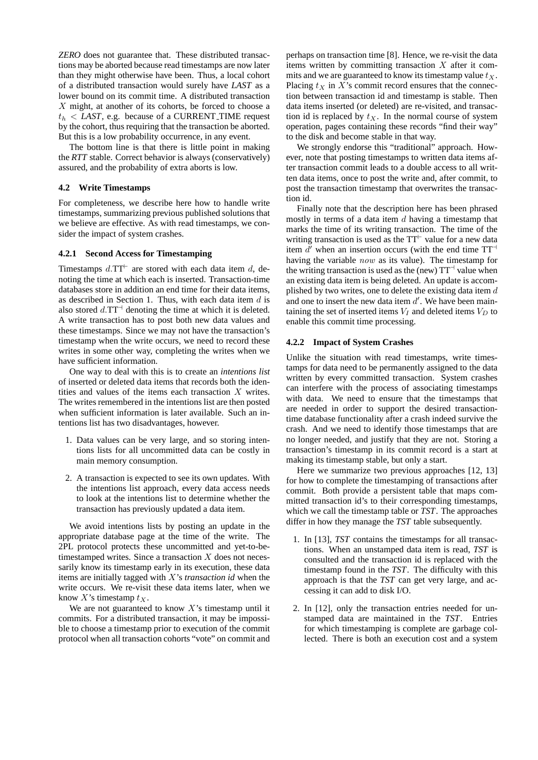*ZERO* does not guarantee that. These distributed transactions may be aborted because read timestamps are now later than they might otherwise have been. Thus, a local cohort of a distributed transaction would surely have *LAST* as a lower bound on its commit time. A distributed transaction $X$ might, at another of its cohorts, be forced to choose a $t_h$ < *LAST*, e.g. because of a CURRENT_TIME request by the cohort, thus requiring that the transaction be aborted. But this is a low probability occurrence, in any event.

The bottom line is that there is little point in making the *RTT* stable. Correct behavior is always (conservatively) assured, and the probability of extra aborts is low.

### 4.2 Write Timestamps

For completeness, we describe here how to handle write timestamps, summarizing previous published solutions that we believe are effective. As with read timestamps, we consider the impact of system crashes.

#### 4.2.1 Second Access for Timestamping

Timestamps $d.\mathrm{TT}^{\vdash}$ are stored with each data item $d$, denoting the time at which each is inserted. Transaction-time databases store in addition an end time for their data items, as described in Section 1. Thus, with each data item $d$ is also stored $d.\mathrm{TT}^{\dashv}$ denoting the time at which it is deleted. A write transaction has to post both new data values and these timestamps. Since we may not have the transaction's timestamp when the write occurs, we need to record these writes in some other way, completing the writes when we have sufficient information.

One way to deal with this is to create an *intentions list* of inserted or deleted data items that records both the identities and values of the items each transaction $X$ writes. The writes remembered in the intentions list are then posted when sufficient information is later available. Such an intentions list has two disadvantages, however.

1. Data values can be very large, and so storing intentions lists for all uncommitted data can be costly in main memory consumption.
2. A transaction is expected to see its own updates. With the intentions list approach, every data access needs to look at the intentions list to determine whether the transaction has previously updated a data item.

We avoid intentions lists by posting an update in the appropriate database page at the time of the write. The 2PL protocol protects these uncommitted and yet-to-be-timestamped writes. Since a transaction $X$ does not necessarily know its timestamp early in its execution, these data items are initially tagged with $X$'s *transaction id* when the write occurs. We re-visit these data items later, when we know $X$'s timestamp $t_X$.

We are not guaranteed to know $X$'s timestamp until it commits. For a distributed transaction, it may be impossible to choose a timestamp prior to execution of the commit protocol when all transaction cohorts "vote" on commit and perhaps on transaction time [8]. Hence, we re-visit the data items written by committing transaction $X$ after it commits and we are guaranteed to know its timestamp value $t_X$. Placing $t_X$ in $X$'s commit record ensures that the connection between transaction id and timestamp is stable. Then data items inserted (or deleted) are re-visited, and transaction id is replaced by $t_X$. In the normal course of system operation, pages containing these records "find their way" to the disk and become stable in that way.

We strongly endorse this "traditional" approach. However, note that posting timestamps to written data items after transaction commit leads to a double access to all written data items, once to post the write and, after commit, to post the transaction timestamp that overwrites the transaction id.

Finally note that the description here has been phrased mostly in terms of a data item $d$ having a timestamp that marks the time of its writing transaction. The time of the writing transaction is used as the $\mathrm{TT}^{\vdash}$ value for a new data item $d'$ when an insertion occurs (with the end time $\mathrm{TT}^{\dashv}$ having the variable $now$ as its value). The timestamp for the writing transaction is used as the (new) $\mathrm{TT}^{\dashv}$ value when an existing data item is being deleted. An update is accomplished by two writes, one to delete the existing data item $d$ and one to insert the new data item $d'$. We have been maintaining the set of inserted items $V_I$ and deleted items $V_D$ to enable this commit time processing.

#### 4.2.2 Impact of System Crashes

Unlike the situation with read timestamps, write timestamps for data need to be permanently assigned to the data written by every committed transaction. System crashes can interfere with the process of associating timestamps with data. We need to ensure that the timestamps that are needed in order to support the desired transaction-time database functionality after a crash indeed survive the crash. And we need to identify those timestamps that are no longer needed, and justify that they are not. Storing a transaction's timestamp in its commit record is a start at making its timestamp stable, but only a start.

Here we summarize two previous approaches [12, 13] for how to complete the timestamping of transactions after commit. Both provide a persistent table that maps committed transaction id's to their corresponding timestamps, which we call the timestamp table or *TST*. The approaches differ in how they manage the *TST* table subsequently.

1. In [13], *TST* contains the timestamps for all transactions. When an unstamped data item is read, *TST* is consulted and the transaction id is replaced with the timestamp found in the *TST*. The difficulty with this approach is that the *TST* can get very large, and accessing it can add to disk I/O.
2. In [12], only the transaction entries needed for unstamped data are maintained in the *TST*. Entries for which timestamping is complete are garbage collected. There is both an execution cost and a system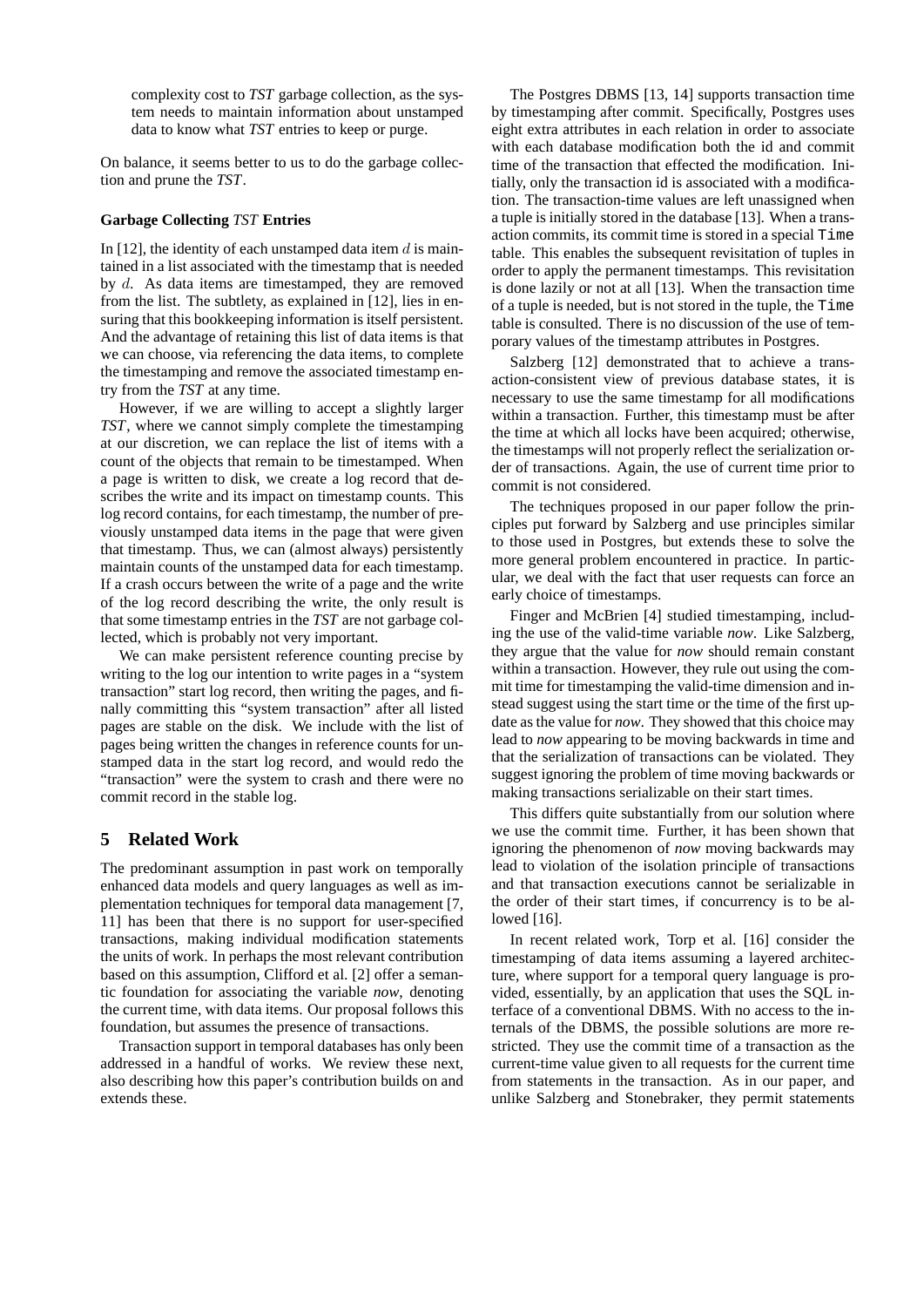complexity cost to *TST* garbage collection, as the system needs to maintain information about unstamped data to know what *TST* entries to keep or purge.

On balance, it seems better to us to do the garbage collection and prune the *TST*.

#### Garbage Collecting *TST* Entries

In [12], the identity of each unstamped data item $d$ is maintained in a list associated with the timestamp that is needed by $d$. As data items are timestamped, they are removed from the list. The subtlety, as explained in [12], lies in ensuring that this bookkeeping information is itself persistent. And the advantage of retaining this list of data items is that we can choose, via referencing the data items, to complete the timestamping and remove the associated timestamp entry from the *TST* at any time.

However, if we are willing to accept a slightly larger *TST*, where we cannot simply complete the timestamping at our discretion, we can replace the list of items with a count of the objects that remain to be timestamped. When a page is written to disk, we create a log record that describes the write and its impact on timestamp counts. This log record contains, for each timestamp, the number of previously unstamped data items in the page that were given that timestamp. Thus, we can (almost always) persistently maintain counts of the unstamped data for each timestamp. If a crash occurs between the write of a page and the write of the log record describing the write, the only result is that some timestamp entries in the *TST* are not garbage collected, which is probably not very important.

We can make persistent reference counting precise by writing to the log our intention to write pages in a "system transaction" start log record, then writing the pages, and finally committing this "system transaction" after all listed pages are stable on the disk. We include with the list of pages being written the changes in reference counts for unstamped data in the start log record, and would redo the "transaction" were the system to crash and there were no commit record in the stable log.

## 5 Related Work

The predominant assumption in past work on temporally enhanced data models and query languages as well as implementation techniques for temporal data management [7, 11] has been that there is no support for user-specified transactions, making individual modification statements the units of work. In perhaps the most relevant contribution based on this assumption, Clifford et al. [2] offer a semantic foundation for associating the variable *now*, denoting the current time, with data items. Our proposal follows this foundation, but assumes the presence of transactions.

Transaction support in temporal databases has only been addressed in a handful of works. We review these next, also describing how this paper's contribution builds on and extends these.

The Postgres DBMS [13, 14] supports transaction time by timestamping after commit. Specifically, Postgres uses eight extra attributes in each relation in order to associate with each database modification both the id and commit time of the transaction that effected the modification. Initially, only the transaction id is associated with a modification. The transaction-time values are left unassigned when a tuple is initially stored in the database [13]. When a transaction commits, its commit time is stored in a special `Time` table. This enables the subsequent revisitation of tuples in order to apply the permanent timestamps. This revisitation is done lazily or not at all [13]. When the transaction time of a tuple is needed, but is not stored in the tuple, the `Time` table is consulted. There is no discussion of the use of temporary values of the timestamp attributes in Postgres.

Salzberg [12] demonstrated that to achieve a transaction-consistent view of previous database states, it is necessary to use the same timestamp for all modifications within a transaction. Further, this timestamp must be after the time at which all locks have been acquired; otherwise, the timestamps will not properly reflect the serialization order of transactions. Again, the use of current time prior to commit is not considered.

The techniques proposed in our paper follow the principles put forward by Salzberg and use principles similar to those used in Postgres, but extends these to solve the more general problem encountered in practice. In particular, we deal with the fact that user requests can force an early choice of timestamps.

Finger and McBrien [4] studied timestamping, including the use of the valid-time variable *now*. Like Salzberg, they argue that the value for *now* should remain constant within a transaction. However, they rule out using the commit time for timestamping the valid-time dimension and instead suggest using the start time or the time of the first update as the value for *now*. They showed that this choice may lead to *now* appearing to be moving backwards in time and that the serialization of transactions can be violated. They suggest ignoring the problem of time moving backwards or making transactions serializable on their start times.

This differs quite substantially from our solution where we use the commit time. Further, it has been shown that ignoring the phenomenon of *now* moving backwards may lead to violation of the isolation principle of transactions and that transaction executions cannot be serializable in the order of their start times, if concurrency is to be allowed [16].

In recent related work, Torp et al. [16] consider the timestamping of data items assuming a layered architecture, where support for a temporal query language is provided, essentially, by an application that uses the SQL interface of a conventional DBMS. With no access to the internals of the DBMS, the possible solutions are more restricted. They use the commit time of a transaction as the current-time value given to all requests for the current time from statements in the transaction. As in our paper, and unlike Salzberg and Stonebraker, they permit statements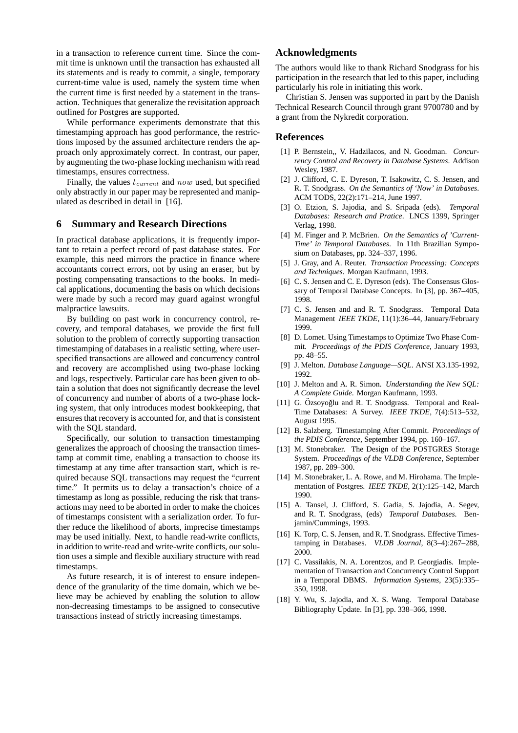in a transaction to reference current time. Since the commit time is unknown until the transaction has exhausted all its statements and is ready to commit, a single, temporary current-time value is used, namely the system time when the current time is first needed by a statement in the transaction. Techniques that generalize the revisitation approach outlined for Postgres are supported.

While performance experiments demonstrate that this timestamping approach has good performance, the restrictions imposed by the assumed architecture renders the approach only approximately correct. In contrast, our paper, by augmenting the two-phase locking mechanism with read timestamps, ensures correctness.

Finally, the values $t_{current}$ and $now$ used, but specified only abstractly in our paper may be represented and manipulated as described in detail in [16].

## 6 Summary and Research Directions

In practical database applications, it is frequently important to retain a perfect record of past database states. For example, this need mirrors the practice in finance where accountants correct errors, not by using an eraser, but by posting compensating transactions to the books. In medical applications, documenting the basis on which decisions were made by such a record may guard against wrongful malpractice lawsuits.

By building on past work in concurrency control, recovery, and temporal databases, we provide the first full solution to the problem of correctly supporting transaction timestamping of databases in a realistic setting, where user-specified transactions are allowed and concurrency control and recovery are accomplished using two-phase locking and logs, respectively. Particular care has been given to obtain a solution that does not significantly decrease the level of concurrency and number of aborts of a two-phase locking system, that only introduces modest bookkeeping, that ensures that recovery is accounted for, and that is consistent with the SQL standard.

Specifically, our solution to transaction timestamping generalizes the approach of choosing the transaction timestamp at commit time, enabling a transaction to choose its timestamp at any time after transaction start, which is required because SQL transactions may request the "current time." It permits us to delay a transaction's choice of a timestamp as long as possible, reducing the risk that transactions may need to be aborted in order to make the choices of timestamps consistent with a serialization order. To further reduce the likelihood of aborts, imprecise timestamps may be used initially. Next, to handle read-write conflicts, in addition to write-read and write-write conflicts, our solution uses a simple and flexible auxiliary structure with read timestamps.

As future research, it is of interest to ensure independence of the granularity of the time domain, which we believe may be achieved by enabling the solution to allow non-decreasing timestamps to be assigned to consecutive transactions instead of strictly increasing timestamps.

## Acknowledgments

The authors would like to thank Richard Snodgrass for his participation in the research that led to this paper, including particularly his role in initiating this work.

Christian S. Jensen was supported in part by the Danish Technical Research Council through grant 9700780 and by a grant from the Nykredit corporation.

## References

[1] P. Bernstein,, V. Hadzilacos, and N. Goodman. *Concurrency Control and Recovery in Database Systems*. Addison Wesley, 1987.

[2] J. Clifford, C. E. Dyreson, T. Isakowitz, C. S. Jensen, and R. T. Snodgrass. *On the Semantics of 'Now' in Databases*. ACM TODS, 22(2):171–214, June 1997.

[3] O. Etzion, S. Jajodia, and S. Sripada (eds). *Temporal Databases: Research and Pratice*. LNCS 1399, Springer Verlag, 1998.

[4] M. Finger and P. McBrien. *On the Semantics of 'Current-Time' in Temporal Databases*. In 11th Brazilian Symposium on Databases, pp. 324–337, 1996.

[5] J. Gray, and A. Reuter. *Transaction Processing: Concepts and Techniques*. Morgan Kaufmann, 1993.

[6] C. S. Jensen and C. E. Dyreson (eds). The Consensus Glossary of Temporal Database Concepts. In [3], pp. 367–405, 1998.

[7] C. S. Jensen and and R. T. Snodgrass. Temporal Data Management *IEEE TKDE*, 11(1):36–44, January/February 1999.

[8] D. Lomet. Using Timestamps to Optimize Two Phase Commit. *Proceedings of the PDIS Conference*, January 1993, pp. 48–55.

[9] J. Melton. *Database Language—SQL*. ANSI X3.135-1992, 1992.

[10] J. Melton and A. R. Simon. *Understanding the New SQL: A Complete Guide*. Morgan Kaufmann, 1993.

[11] G. Özsoyoğlu and R. T. Snodgrass. Temporal and Real-Time Databases: A Survey. *IEEE TKDE*, 7(4):513–532, August 1995.

[12] B. Salzberg. Timestamping After Commit. *Proceedings of the PDIS Conference*, September 1994, pp. 160–167.

[13] M. Stonebraker. The Design of the POSTGRES Storage System. *Proceedings of the VLDB Conference*, September 1987, pp. 289–300.

[14] M. Stonebraker, L. A. Rowe, and M. Hirohama. The Implementation of Postgres. *IEEE TKDE*, 2(1):125–142, March 1990.

[15] A. Tansel, J. Clifford, S. Gadia, S. Jajodia, A. Segev, and R. T. Snodgrass, (eds) *Temporal Databases*. Benjamin/Cummings, 1993.

[16] K. Torp, C. S. Jensen, and R. T. Snodgrass. Effective Timestamping in Databases. *VLDB Journal*, 8(3–4):267–288, 2000.

[17] C. Vassilakis, N. A. Lorentzos, and P. Georgiadis. Implementation of Transaction and Concurrency Control Support in a Temporal DBMS. *Information Systems*, 23(5):335–350, 1998.

[18] Y. Wu, S. Jajodia, and X. S. Wang. Temporal Database Bibliography Update. In [3], pp. 338–366, 1998.